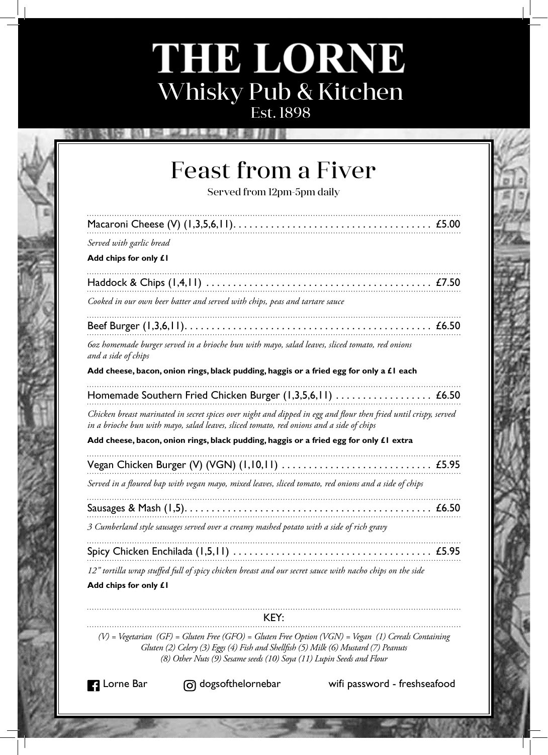# THE LORNE

## Whisky Pub & Kitchen

Est. 1898

## Feast from a Fiver

Served from 12pm-5pm daily

Macaroni Cheese (V) (1,3,5,6,11) .................................... £5.00

*Served with garlic bread*

**Add chips for only £1**

Haddock & Chips (1,4,11) .......................................... £7.50

*Cooked in our own beer batter and served with chips, peas and tartare sauce*

Beef Burger (1,3,6,11) .............................................. £6.50

*6oz homemade burger served in a brioche bun with mayo, salad leaves, sliced tomato, red onions and a side of chips*

**Add cheese, bacon, onion rings, black pudding, haggis or a fried egg for only a £1 each**

Homemade Southern Fried Chicken Burger (1,3,5,6,11) .................. £6.50

*Chicken breast marinated in secret spices over night and dipped in egg and flour then fried until crispy, served in a brioche bun with mayo, salad leaves, sliced tomato, red onions and a side of chips*

**Add cheese, bacon, onion rings, black pudding, haggis or a fried egg for only £1 extra**

Vegan Chicken Burger (V) (VGN) (1,10,11) ............................ £5.95

*Served in a floured bap with vegan mayo, mixed leaves, sliced tomato, red onions and a side of chips*

Sausages & Mash (1,5) ............................................... £6.50

*3 Cumberland style sausages served over a creamy mashed potato with a side of rich gravy*

Spicy Chicken Enchilada (1,5,11) .................................... £5.95

*12" tortilla wrap stuffed full of spicy chicken breast and our secret sauce with nacho chips on the side*

**Add chips for only £1**

KEY:

*(V) = Vegetarian (GF) = Gluten Free (GFO) = Gluten Free Option (VGN) = Vegan (1) Cereals Containing Gluten (2) Celery (3) Eggs (4) Fish and Shellfish (5) Milk (6) Mustard (7) Peanuts (8) Other Nuts (9) Sesame seeds (10) Soya (11) Lupin Seeds and Flour*

Lorne Bar     dogsofthelornebar     wifi password - freshseafood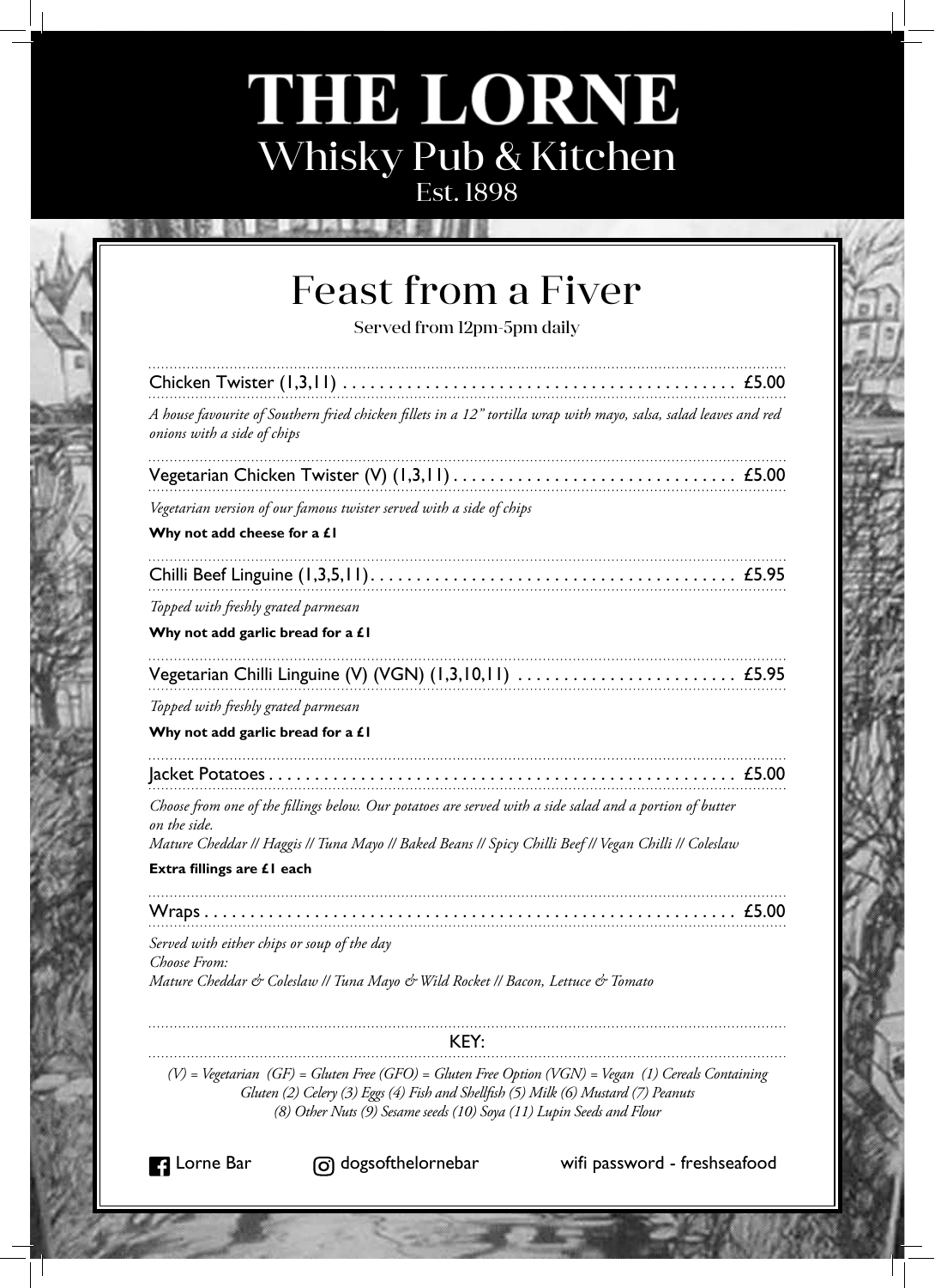# THE LORNE

Whisky Pub & Kitchen

Est. 1898

## Feast from a Fiver

Served from 12pm-5pm daily

**Chicken Twister (1,3,11)** .......... £5.00

*A house favourite of Southern fried chicken fillets in a 12" tortilla wrap with mayo, salsa, salad leaves and red onions with a side of chips*

**Vegetarian Chicken Twister (V) (1,3,11)** .......... £5.00

*Vegetarian version of our famous twister served with a side of chips*

**Why not add cheese for a £1**

**Chilli Beef Linguine (1,3,5,11)** .......... £5.95

*Topped with freshly grated parmesan*

**Why not add garlic bread for a £1**

**Vegetarian Chilli Linguine (V) (VGN) (1,3,10,11)** .......... £5.95

*Topped with freshly grated parmesan*

**Why not add garlic bread for a £1**

**Jacket Potatoes** .......... £5.00

*Choose from one of the fillings below. Our potatoes are served with a side salad and a portion of butter on the side.*

*Mature Cheddar // Haggis // Tuna Mayo // Baked Beans // Spicy Chilli Beef // Vegan Chilli // Coleslaw*

**Extra fillings are £1 each**

**Wraps** .......... £5.00

*Served with either chips or soup of the day*

*Choose From:*

*Mature Cheddar & Coleslaw // Tuna Mayo & Wild Rocket // Bacon, Lettuce & Tomato*

KEY:

*(V) = Vegetarian (GF) = Gluten Free (GFO) = Gluten Free Option (VGN) = Vegan (1) Cereals Containing Gluten (2) Celery (3) Eggs (4) Fish and Shellfish (5) Milk (6) Mustard (7) Peanuts (8) Other Nuts (9) Sesame seeds (10) Soya (11) Lupin Seeds and Flour*

Lorne Bar | dogsofthelornebar | wifi password - freshseafood